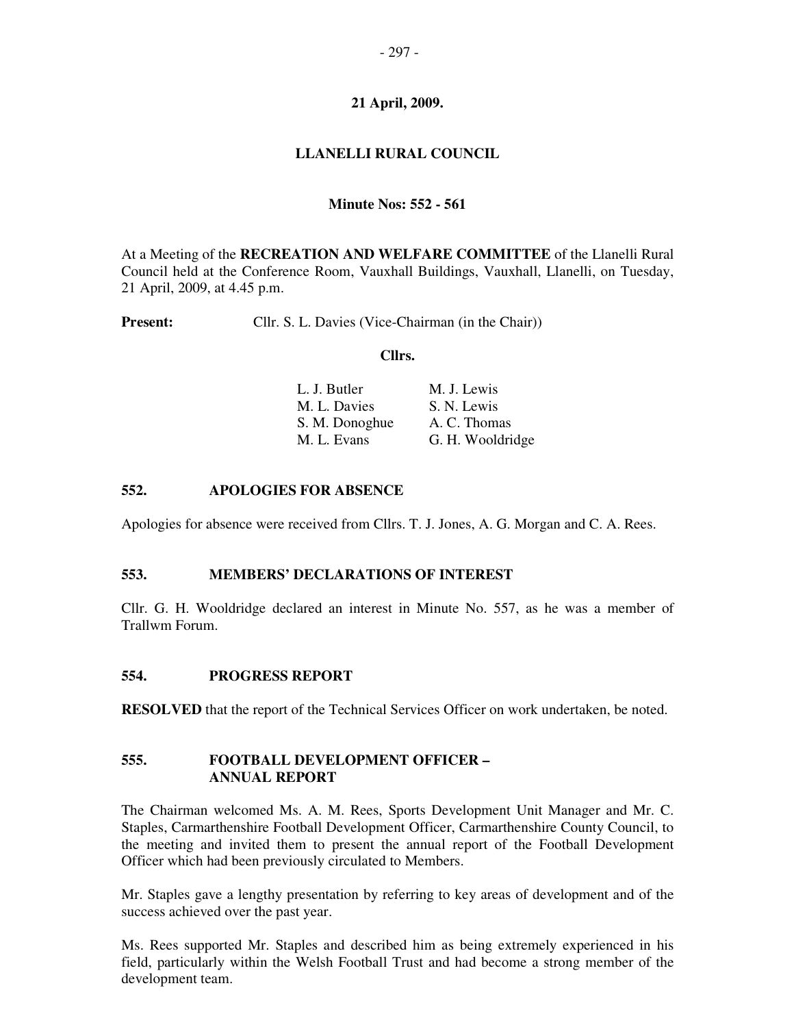**21 April, 2009.**

# LLANELLI RURAL COUNCIL

**Minute Nos: 552 - 561**

At a Meeting of the **RECREATION AND WELFARE COMMITTEE** of the Llanelli Rural Council held at the Conference Room, Vauxhall Buildings, Vauxhall, Llanelli, on Tuesday, 21 April, 2009, at 4.45 p.m.

**Present:** Cllr. S. L. Davies (Vice-Chairman (in the Chair))

**Cllrs.**

| | |
|---|---|
| L. J. Butler | M. J. Lewis |
| M. L. Davies | S. N. Lewis |
| S. M. Donoghue | A. C. Thomas |
| M. L. Evans | G. H. Wooldridge |

## 552. APOLOGIES FOR ABSENCE

Apologies for absence were received from Cllrs. T. J. Jones, A. G. Morgan and C. A. Rees.

## 553. MEMBERS' DECLARATIONS OF INTEREST

Cllr. G. H. Wooldridge declared an interest in Minute No. 557, as he was a member of Trallwm Forum.

## 554. PROGRESS REPORT

**RESOLVED** that the report of the Technical Services Officer on work undertaken, be noted.

## 555. FOOTBALL DEVELOPMENT OFFICER – ANNUAL REPORT

The Chairman welcomed Ms. A. M. Rees, Sports Development Unit Manager and Mr. C. Staples, Carmarthenshire Football Development Officer, Carmarthenshire County Council, to the meeting and invited them to present the annual report of the Football Development Officer which had been previously circulated to Members.

Mr. Staples gave a lengthy presentation by referring to key areas of development and of the success achieved over the past year.

Ms. Rees supported Mr. Staples and described him as being extremely experienced in his field, particularly within the Welsh Football Trust and had become a strong member of the development team.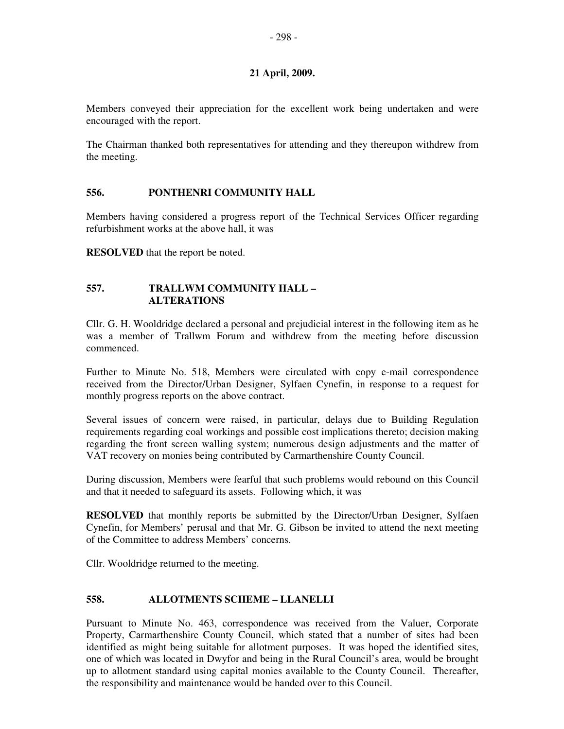**21 April, 2009.**

Members conveyed their appreciation for the excellent work being undertaken and were encouraged with the report.

The Chairman thanked both representatives for attending and they thereupon withdrew from the meeting.

## 556. PONTHENRI COMMUNITY HALL

Members having considered a progress report of the Technical Services Officer regarding refurbishment works at the above hall, it was

**RESOLVED** that the report be noted.

## 557. TRALLWM COMMUNITY HALL – ALTERATIONS

Cllr. G. H. Wooldridge declared a personal and prejudicial interest in the following item as he was a member of Trallwm Forum and withdrew from the meeting before discussion commenced.

Further to Minute No. 518, Members were circulated with copy e-mail correspondence received from the Director/Urban Designer, Sylfaen Cynefin, in response to a request for monthly progress reports on the above contract.

Several issues of concern were raised, in particular, delays due to Building Regulation requirements regarding coal workings and possible cost implications thereto; decision making regarding the front screen walling system; numerous design adjustments and the matter of VAT recovery on monies being contributed by Carmarthenshire County Council.

During discussion, Members were fearful that such problems would rebound on this Council and that it needed to safeguard its assets. Following which, it was

**RESOLVED** that monthly reports be submitted by the Director/Urban Designer, Sylfaen Cynefin, for Members' perusal and that Mr. G. Gibson be invited to attend the next meeting of the Committee to address Members' concerns.

Cllr. Wooldridge returned to the meeting.

## 558. ALLOTMENTS SCHEME – LLANELLI

Pursuant to Minute No. 463, correspondence was received from the Valuer, Corporate Property, Carmarthenshire County Council, which stated that a number of sites had been identified as might being suitable for allotment purposes. It was hoped the identified sites, one of which was located in Dwyfor and being in the Rural Council's area, would be brought up to allotment standard using capital monies available to the County Council. Thereafter, the responsibility and maintenance would be handed over to this Council.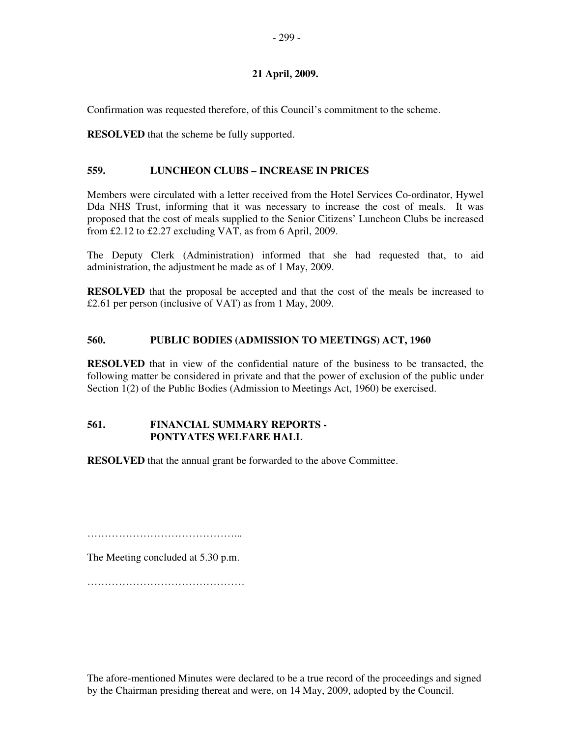**21 April, 2009.**

Confirmation was requested therefore, of this Council's commitment to the scheme.

**RESOLVED** that the scheme be fully supported.

### 559. LUNCHEON CLUBS – INCREASE IN PRICES

Members were circulated with a letter received from the Hotel Services Co-ordinator, Hywel Dda NHS Trust, informing that it was necessary to increase the cost of meals. It was proposed that the cost of meals supplied to the Senior Citizens' Luncheon Clubs be increased from £2.12 to £2.27 excluding VAT, as from 6 April, 2009.

The Deputy Clerk (Administration) informed that she had requested that, to aid administration, the adjustment be made as of 1 May, 2009.

**RESOLVED** that the proposal be accepted and that the cost of the meals be increased to £2.61 per person (inclusive of VAT) as from 1 May, 2009.

### 560. PUBLIC BODIES (ADMISSION TO MEETINGS) ACT, 1960

**RESOLVED** that in view of the confidential nature of the business to be transacted, the following matter be considered in private and that the power of exclusion of the public under Section 1(2) of the Public Bodies (Admission to Meetings Act, 1960) be exercised.

### 561. FINANCIAL SUMMARY REPORTS - PONTYATES WELFARE HALL

**RESOLVED** that the annual grant be forwarded to the above Committee.

……………………………………...

The Meeting concluded at 5.30 p.m.

………………………………………

The afore-mentioned Minutes were declared to be a true record of the proceedings and signed by the Chairman presiding thereat and were, on 14 May, 2009, adopted by the Council.